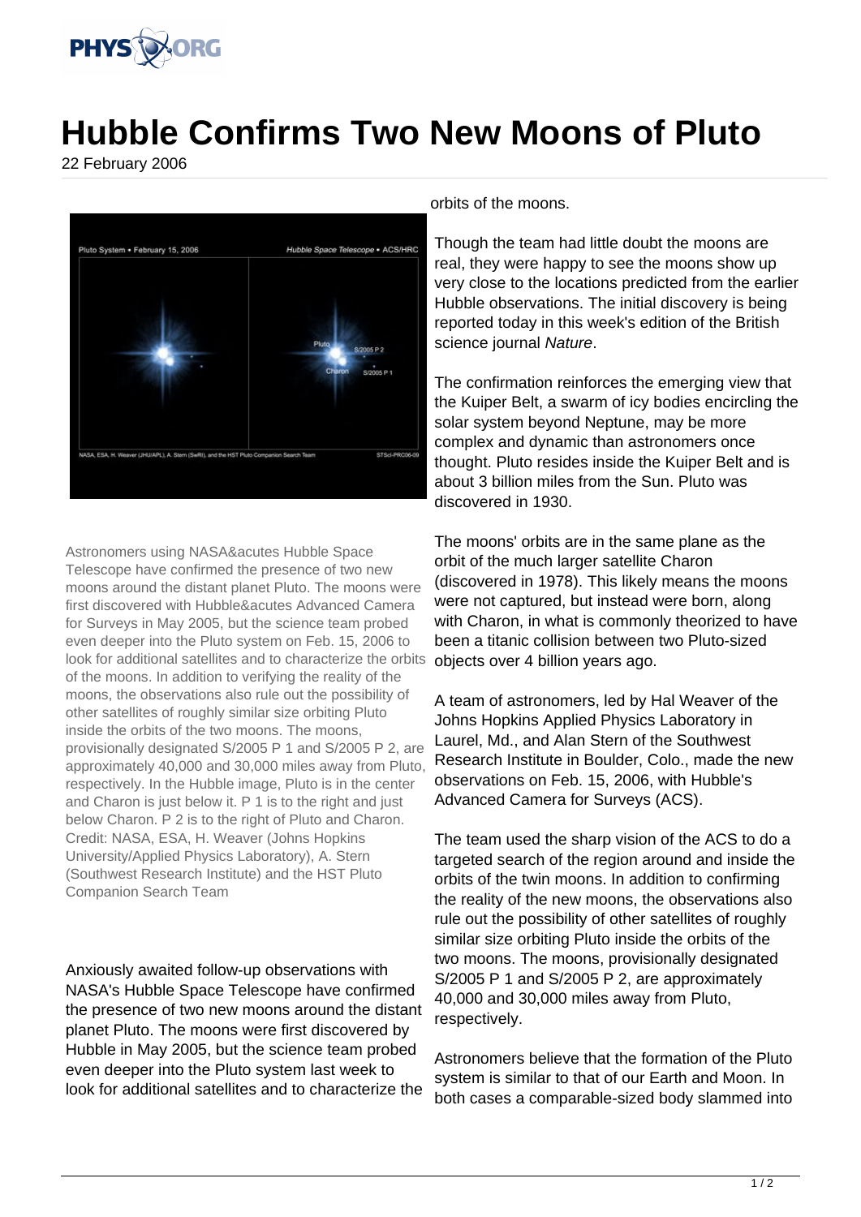# Hubble Confirms Two New Moons of Pluto

22 February 2006

Astronomers using NASA&acutes Hubble Space Telescope have confirmed the presence of two new moons around the distant planet Pluto. The moons were first discovered with Hubble&acutes Advanced Camera for Surveys in May 2005, but the science team probed even deeper into the Pluto system on Feb. 15, 2006 to look for additional satellites and to characterize the orbits of the moons. In addition to verifying the reality of the moons, the observations also rule out the possibility of other satellites of roughly similar size orbiting Pluto inside the orbits of the two moons. The moons, provisionally designated S/2005 P 1 and S/2005 P 2, are approximately 40,000 and 30,000 miles away from Pluto, respectively. In the Hubble image, Pluto is in the center and Charon is just below it. P 1 is to the right and just below Charon. P 2 is to the right of Pluto and Charon. Credit: NASA, ESA, H. Weaver (Johns Hopkins University/Applied Physics Laboratory), A. Stern (Southwest Research Institute) and the HST Pluto Companion Search Team

Anxiously awaited follow-up observations with NASA's Hubble Space Telescope have confirmed the presence of two new moons around the distant planet Pluto. The moons were first discovered by Hubble in May 2005, but the science team probed even deeper into the Pluto system last week to look for additional satellites and to characterize the orbits of the moons.

Though the team had little doubt the moons are real, they were happy to see the moons show up very close to the locations predicted from the earlier Hubble observations. The initial discovery is being reported today in this week's edition of the British science journal *Nature*.

The confirmation reinforces the emerging view that the Kuiper Belt, a swarm of icy bodies encircling the solar system beyond Neptune, may be more complex and dynamic than astronomers once thought. Pluto resides inside the Kuiper Belt and is about 3 billion miles from the Sun. Pluto was discovered in 1930.

The moons' orbits are in the same plane as the orbit of the much larger satellite Charon (discovered in 1978). This likely means the moons were not captured, but instead were born, along with Charon, in what is commonly theorized to have been a titanic collision between two Pluto-sized objects over 4 billion years ago.

A team of astronomers, led by Hal Weaver of the Johns Hopkins Applied Physics Laboratory in Laurel, Md., and Alan Stern of the Southwest Research Institute in Boulder, Colo., made the new observations on Feb. 15, 2006, with Hubble's Advanced Camera for Surveys (ACS).

The team used the sharp vision of the ACS to do a targeted search of the region around and inside the orbits of the twin moons. In addition to confirming the reality of the new moons, the observations also rule out the possibility of other satellites of roughly similar size orbiting Pluto inside the orbits of the two moons. The moons, provisionally designated S/2005 P 1 and S/2005 P 2, are approximately 40,000 and 30,000 miles away from Pluto, respectively.

Astronomers believe that the formation of the Pluto system is similar to that of our Earth and Moon. In both cases a comparable-sized body slammed into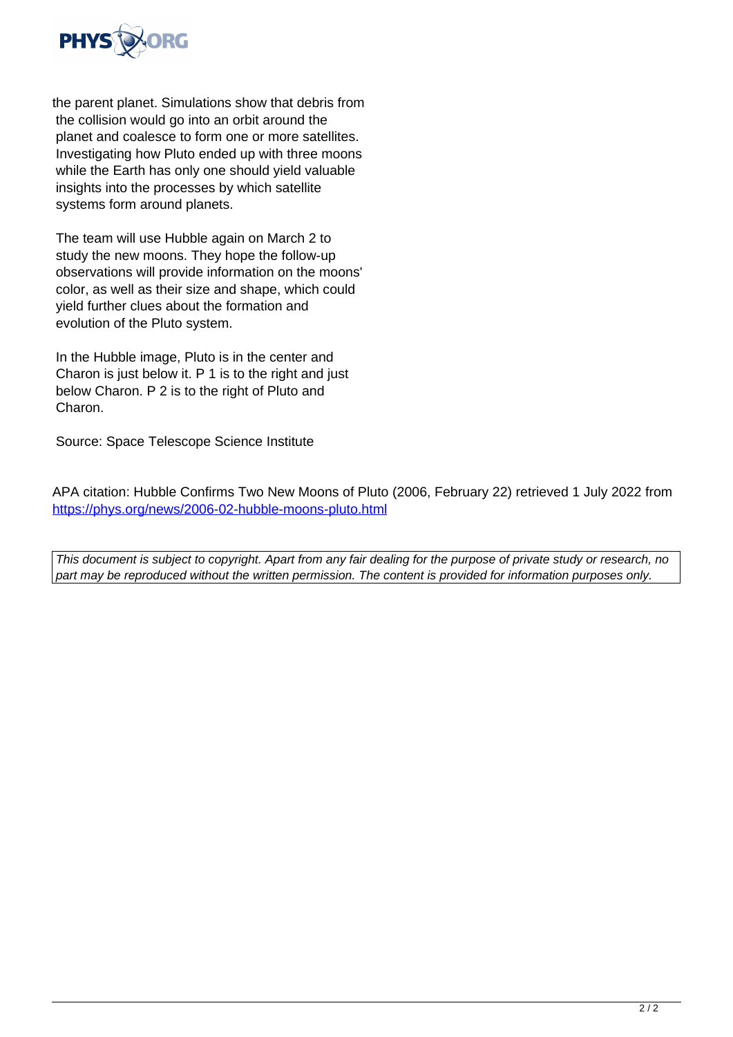the parent planet. Simulations show that debris from the collision would go into an orbit around the planet and coalesce to form one or more satellites. Investigating how Pluto ended up with three moons while the Earth has only one should yield valuable insights into the processes by which satellite systems form around planets.

The team will use Hubble again on March 2 to study the new moons. They hope the follow-up observations will provide information on the moons' color, as well as their size and shape, which could yield further clues about the formation and evolution of the Pluto system.

In the Hubble image, Pluto is in the center and Charon is just below it. P 1 is to the right and just below Charon. P 2 is to the right of Pluto and Charon.

Source: Space Telescope Science Institute

APA citation: Hubble Confirms Two New Moons of Pluto (2006, February 22) retrieved 1 July 2022 from https://phys.org/news/2006-02-hubble-moons-pluto.html

*This document is subject to copyright. Apart from any fair dealing for the purpose of private study or research, no part may be reproduced without the written permission. The content is provided for information purposes only.*